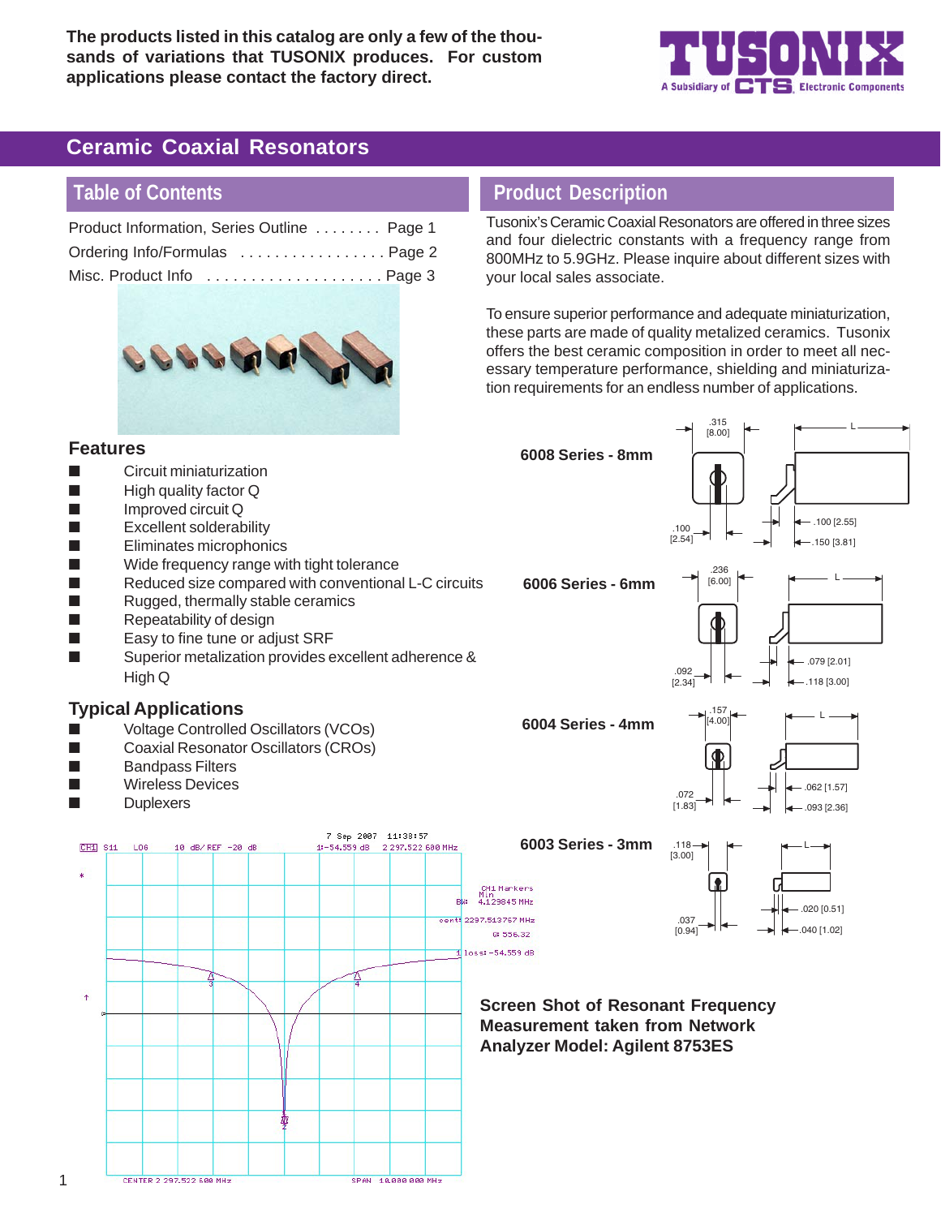The products listed in this catalog are only a few of the thousands of variations that TUSONIX produces. For custom applications please contact the factory direct.

TUSONIX
A Subsidiary of CTS Electronic Components

# Ceramic Coaxial Resonators

## Table of Contents

Product Information, Series Outline . . . . . . . . Page 1
Ordering Info/Formulas . . . . . . . . . . . . . . . . . Page 2
Misc. Product Info . . . . . . . . . . . . . . . . . . . . Page 3

## Product Description

Tusonix's Ceramic Coaxial Resonators are offered in three sizes and four dielectric constants with a frequency range from 800MHz to 5.9GHz. Please inquire about different sizes with your local sales associate.

To ensure superior performance and adequate miniaturization, these parts are made of quality metalized ceramics. Tusonix offers the best ceramic composition in order to meet all necessary temperature performance, shielding and miniaturization requirements for an endless number of applications.

## Features

- Circuit miniaturization
- High quality factor Q
- Improved circuit Q
- Excellent solderability
- Eliminates microphonics
- Wide frequency range with tight tolerance
- Reduced size compared with conventional L-C circuits
- Rugged, thermally stable ceramics
- Repeatability of design
- Easy to fine tune or adjust SRF
- Superior metalization provides excellent adherence & High Q

## Typical Applications

- Voltage Controlled Oscillators (VCOs)
- Coaxial Resonator Oscillators (CROs)
- Bandpass Filters
- Wireless Devices
- Duplexers

**6008 Series - 8mm**

.315 [8.00]; L; .100 [2.54]; .100 [2.55]; .150 [3.81]

**6006 Series - 6mm**

.236 [6.00]; L; .092 [2.34]; .079 [2.01]; .118 [3.00]

**6004 Series - 4mm**

.157 [4.00]; L; .072 [1.83]; .062 [1.57]; .093 [2.36]

**6003 Series - 3mm**

.118 [3.00]; L; .037 [0.94]; .020 [0.51]; .040 [1.02]

7 Sep 2007 11:38:57
CH1 S11 LOG 10 dB/ REF -20 dB 1:-54.559 dB 2 297.522 600 MHz
CH1 Markers Min
BW: 4.129845 MHz
cent: 2297.513757 MHz
Q: 556.32
loss: -54.559 dB
CENTER 2 297.522 600 MHz SPAN 10.000 000 MHz

**Screen Shot of Resonant Frequency Measurement taken from Network Analyzer Model: Agilent 8753ES**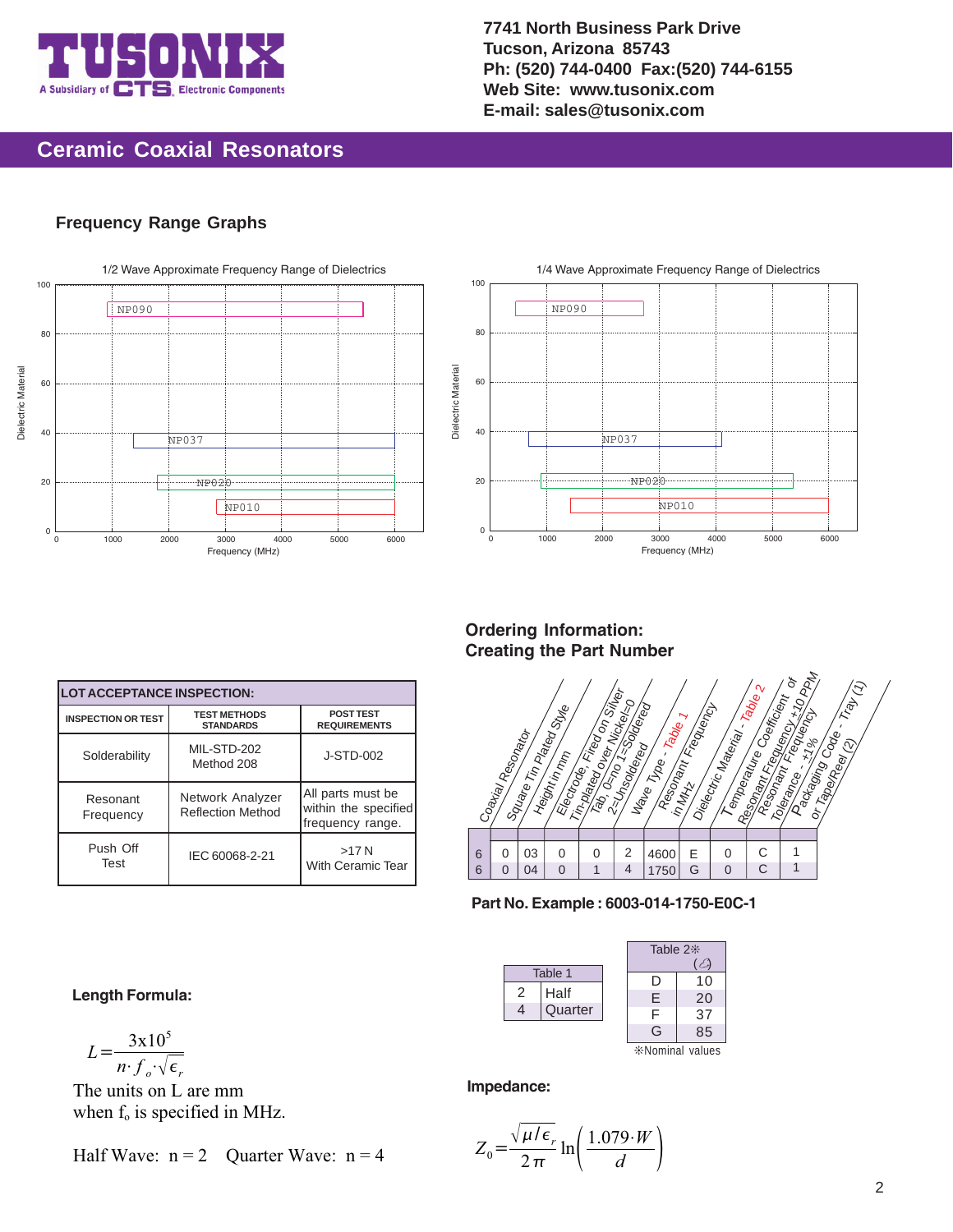# Ceramic Coaxial Resonators

7741 North Business Park Drive
Tucson, Arizona 85743
Ph: (520) 744-0400 Fax:(520) 744-6155
Web Site: www.tusonix.com
E-mail: sales@tusonix.com

## Frequency Range Graphs

**1/2 Wave Approximate Frequency Range of Dielectrics**

| Dielectric Material | Approx. Frequency Range (MHz) |
|---|---|
| NP090 | ~900 – ~5400 |
| NP037 | ~1400 – 6000 |
| NP020 | ~1800 – 6000 |
| NP010 | ~2800 – 6000 |

**1/4 Wave Approximate Frequency Range of Dielectrics**

| Dielectric Material | Approx. Frequency Range (MHz) |
|---|---|
| NP090 | ~450 – ~2700 |
| NP037 | ~700 – ~4100 |
| NP020 | ~900 – ~5300 |
| NP010 | ~1400 – 6000 |

## Ordering Information: Creating the Part Number

| Coaxial Resonator | Square Tin Plated Style | Height in mm | Electrode, Fired on Silver | Tin-plated over Nickel=0, Tab, 0=no 1=Soldered 2=Unsoldered | Wave Type - Table 1 | Resonant Frequency in MHz | Dielectric Material - Table 2 | Temperature Coefficient of Resonant Frequency ±10 PPM | Resonant Frequency Tolerance - ±1% | Packaging Code - Tray (1) or Tape/Reel (2) |
|---|---|---|---|---|---|---|---|---|---|---|
| 6 | 0 | 03 | 0 | 0 | 2 | 4600 | E | 0 | C | 1 |
| 6 | 0 | 04 | 0 | 1 | 4 | 1750 | G | 0 | C | 1 |

**Part No. Example : 6003-014-1750-E0C-1**

| Table 1 | |
|---|---|
| 2 | Half |
| 4 | Quarter |

| Table 2※ | ($\varepsilon$) |
|---|---|
| D | 10 |
| E | 20 |
| F | 37 |
| G | 85 |

※Nominal values

| LOT ACCEPTANCE INSPECTION: | | |
|---|---|---|
| **INSPECTION OR TEST** | **TEST METHODS STANDARDS** | **POST TEST REQUIREMENTS** |
| Solderability | MIL-STD-202 Method 208 | J-STD-002 |
| Resonant Frequency | Network Analyzer Reflection Method | All parts must be within the specified frequency range. |
| Push Off Test | IEC 60068-2-21 | >17 N With Ceramic Tear |

**Length Formula:**

$$L = \frac{3\text{x}10^5}{n \cdot f_o \cdot \sqrt{\epsilon_r}}$$

The units on L are mm
when $f_o$ is specified in MHz.

Half Wave: n = 2  Quarter Wave: n = 4

**Impedance:**

$$Z_0 = \frac{\sqrt{\mu / \epsilon_r}}{2\pi} \ln\left(\frac{1.079 \cdot W}{d}\right)$$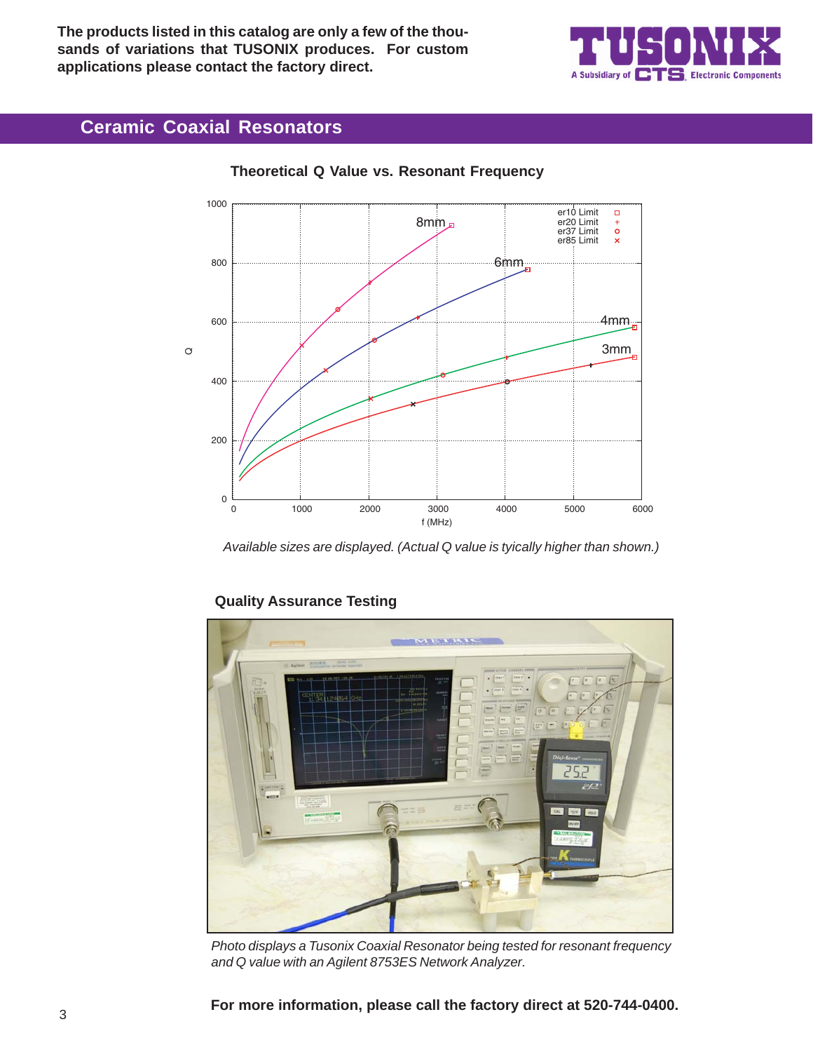**The products listed in this catalog are only a few of the thousands of variations that TUSONIX produces. For custom applications please contact the factory direct.**

## Ceramic Coaxial Resonators

**Theoretical Q Value vs. Resonant Frequency**

1000
800
600
400
200
0
Q
0 1000 2000 3000 4000 5000 6000
f (MHz)
8mm
6mm
4mm
3mm
er10 Limit
er20 Limit
er37 Limit
er85 Limit

*Available sizes are displayed. (Actual Q value is tyically higher than shown.)*

**Quality Assurance Testing**

*Photo displays a Tusonix Coaxial Resonator being tested for resonant frequency and Q value with an Agilent 8753ES Network Analyzer.*

**For more information, please call the factory direct at 520-744-0400.**